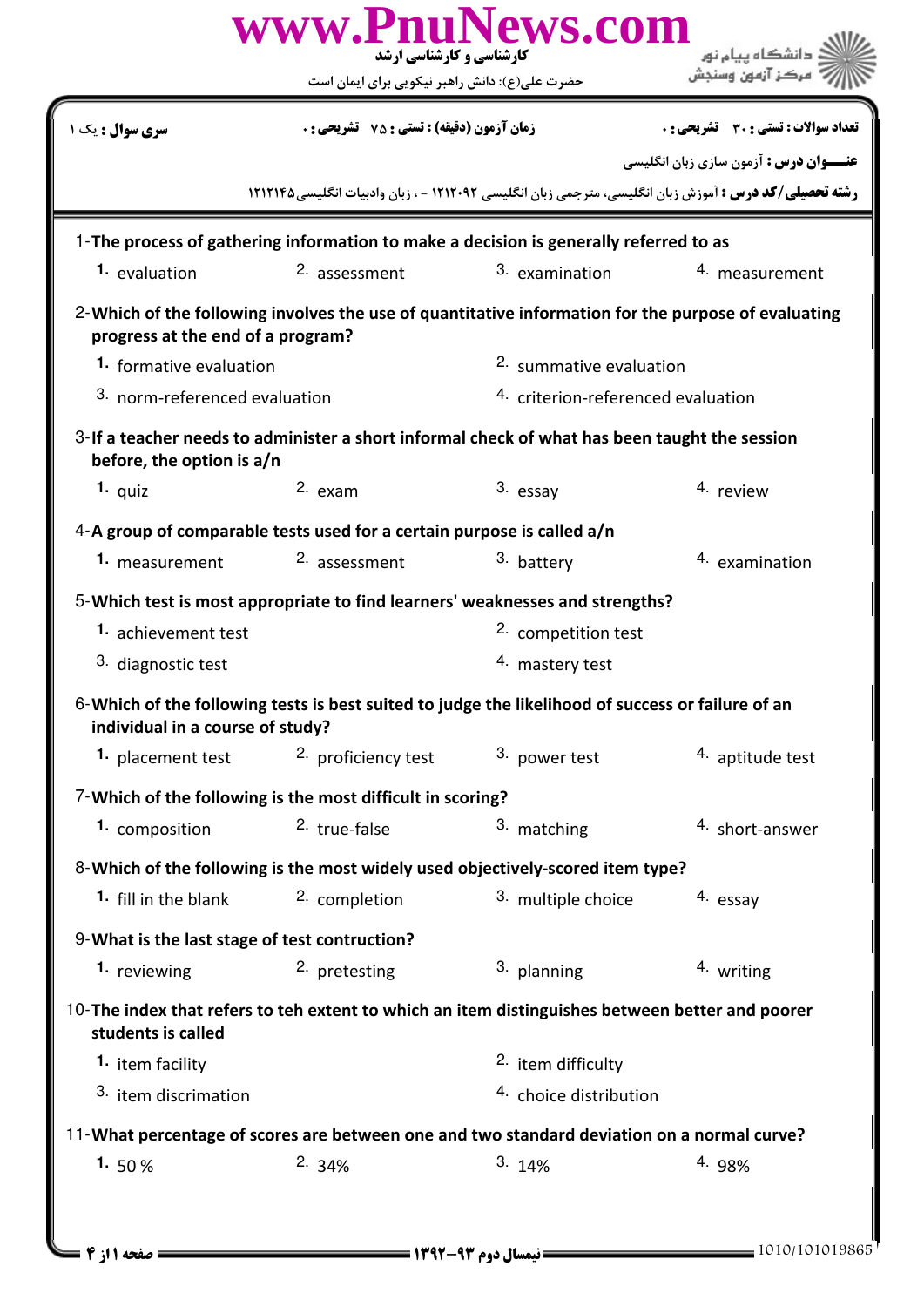**سری سوال :** یک ۱ | **زمان آزمون (دقیقه) : تستی :** ۷۵ **تشریحی :** ۰ | **تعداد سوالات : تستی :** ۳۰ **تشریحی :** ۰

**عنـــوان درس :** آزمون سازی زبان انگلیسی

**رشته تحصیلی/کد درس :** آموزش زبان انگلیسی، مترجمی زبان انگلیسی ۱۲۱۲۰۹۲ - ، زبان وادبیات انگلیسی۱۲۱۲۱۴۵

1-**The process of gathering information to make a decision is generally referred to as**

1. evaluation
2. assessment
3. examination
4. measurement

2-**Which of the following involves the use of quantitative information for the purpose of evaluating progress at the end of a program?**

1. formative evaluation
2. summative evaluation
3. norm-referenced evaluation
4. criterion-referenced evaluation

3-**If a teacher needs to administer a short informal check of what has been taught the session before, the option is a/n**

1. quiz
2. exam
3. essay
4. review

4-**A group of comparable tests used for a certain purpose is called a/n**

1. measurement
2. assessment
3. battery
4. examination

5-**Which test is most appropriate to find learners' weaknesses and strengths?**

1. achievement test
2. competition test
3. diagnostic test
4. mastery test

6-**Which of the following tests is best suited to judge the likelihood of success or failure of an individual in a course of study?**

1. placement test
2. proficiency test
3. power test
4. aptitude test

7-**Which of the following is the most difficult in scoring?**

1. composition
2. true-false
3. matching
4. short-answer

8-**Which of the following is the most widely used objectively-scored item type?**

1. fill in the blank
2. completion
3. multiple choice
4. essay

9-**What is the last stage of test contruction?**

1. reviewing
2. pretesting
3. planning
4. writing

10-**The index that refers to teh extent to which an item distinguishes between better and poorer students is called**

1. item facility
2. item difficulty
3. item discrimation
4. choice distribution

11-**What percentage of scores are between one and two standard deviation on a normal curve?**

1. 50 %
2. 34%
3. 14%
4. 98%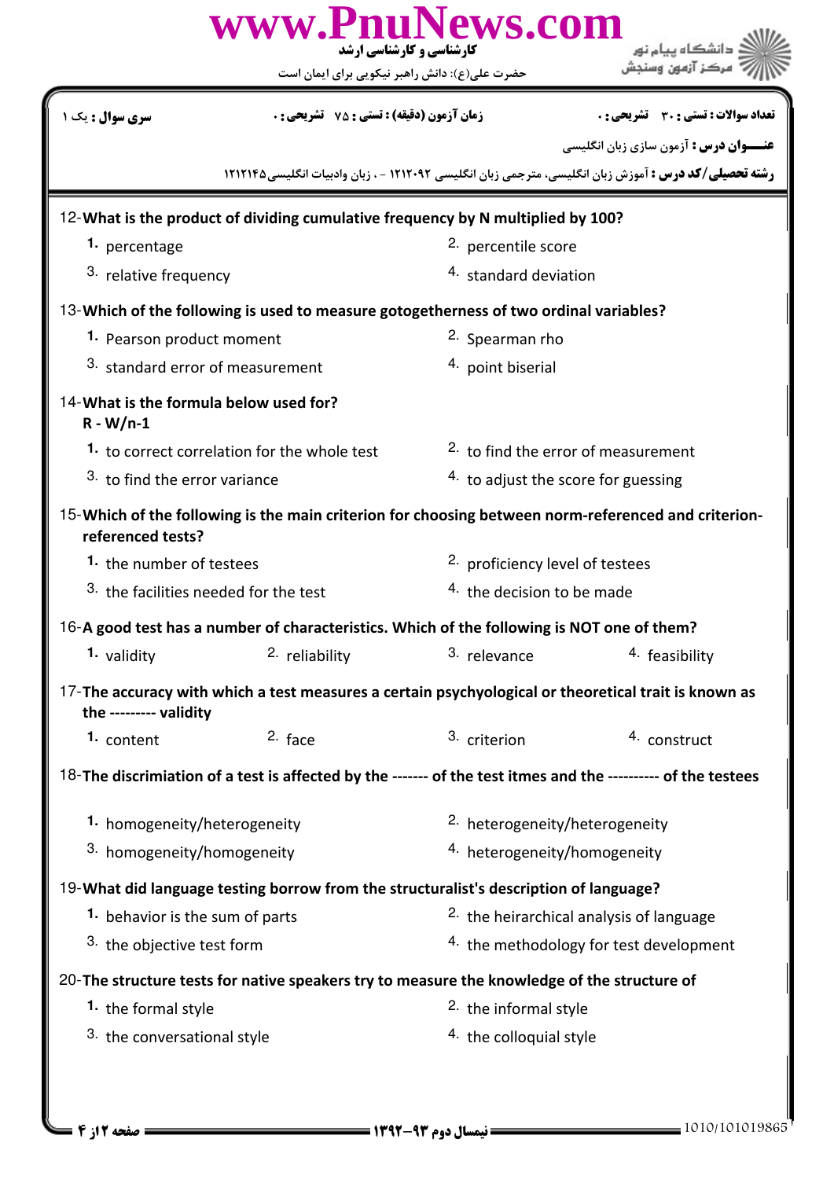سری سوال : یک ۱ | زمان آزمون (دقیقه) : تستی : ۷۵ تشریحی : ۰ | تعداد سوالات : تستی : ۳۰ تشریحی : ۰

**عنـــوان درس :** آزمون سازی زبان انگلیسی

**رشته تحصیلی/کد درس :** آموزش زبان انگلیسی، مترجمی زبان انگلیسی ۱۲۱۲۰۹۲ - ، زبان وادبیات انگلیسی۱۲۱۲۱۴۵

12-**What is the product of dividing cumulative frequency by N multiplied by 100?**

1. percentage
2. percentile score
3. relative frequency
4. standard deviation

13-**Which of the following is used to measure gotogetherness of two ordinal variables?**

1. Pearson product moment
2. Spearman rho
3. standard error of measurement
4. point biserial

14-**What is the formula below used for?**
**R - W/n-1**

1. to correct correlation for the whole test
2. to find the error of measurement
3. to find the error variance
4. to adjust the score for guessing

15-**Which of the following is the main criterion for choosing between norm-referenced and criterion-referenced tests?**

1. the number of testees
2. proficiency level of testees
3. the facilities needed for the test
4. the decision to be made

16-**A good test has a number of characteristics. Which of the following is NOT one of them?**

1. validity
2. reliability
3. relevance
4. feasibility

17-**The accuracy with which a test measures a certain psychological or theoretical trait is known as the --------- validity**

1. content
2. face
3. criterion
4. construct

18-**The discrimiation of a test is affected by the ------- of the test itmes and the ---------- of the testees**

1. homogeneity/heterogeneity
2. heterogeneity/heterogeneity
3. homogeneity/homogeneity
4. heterogeneity/homogeneity

19-**What did language testing borrow from the structuralist's description of language?**

1. behavior is the sum of parts
2. the heirarchical analysis of language
3. the objective test form
4. the methodology for test development

20-**The structure tests for native speakers try to measure the knowledge of the structure of**

1. the formal style
2. the informal style
3. the conversational style
4. the colloquial style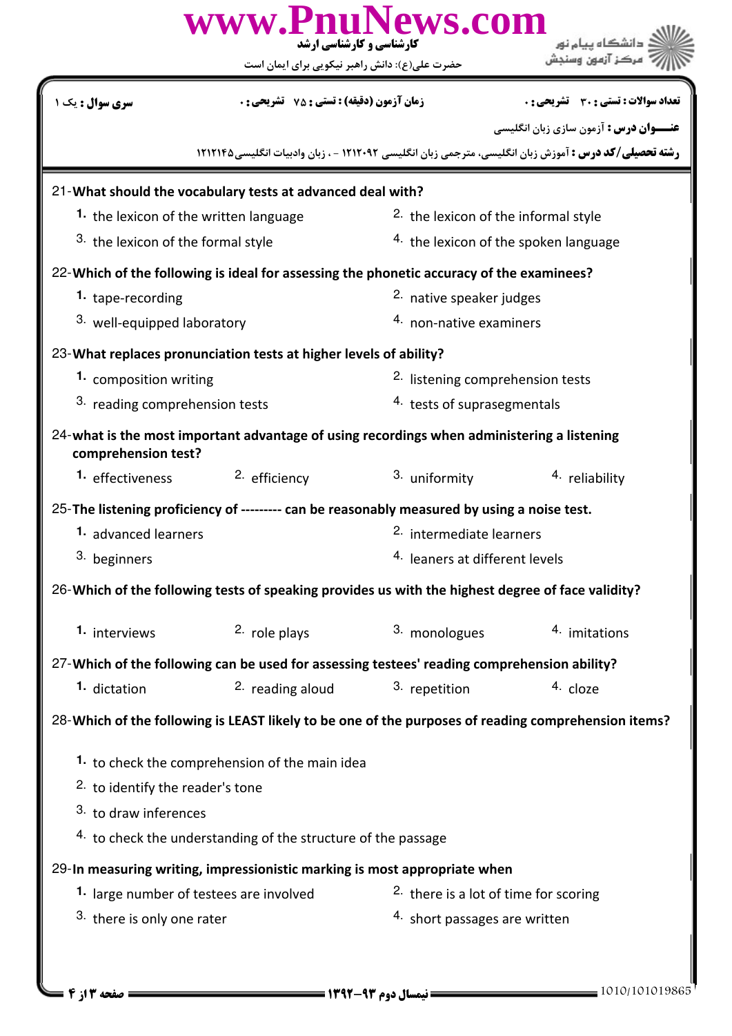21-**What should the vocabulary tests at advanced deal with?**

1. the lexicon of the written language
2. the lexicon of the informal style
3. the lexicon of the formal style
4. the lexicon of the spoken language

22-**Which of the following is ideal for assessing the phonetic accuracy of the examinees?**

1. tape-recording
2. native speaker judges
3. well-equipped laboratory
4. non-native examiners

23-**What replaces pronunciation tests at higher levels of ability?**

1. composition writing
2. listening comprehension tests
3. reading comprehension tests
4. tests of suprasegmentals

24-**what is the most important advantage of using recordings when administering a listening comprehension test?**

1. effectiveness
2. efficiency
3. uniformity
4. reliability

25-**The listening proficiency of --------- can be reasonably measured by using a noise test.**

1. advanced learners
2. intermediate learners
3. beginners
4. leaners at different levels

26-**Which of the following tests of speaking provides us with the highest degree of face validity?**

1. interviews
2. role plays
3. monologues
4. imitations

27-**Which of the following can be used for assessing testees' reading comprehension ability?**

1. dictation
2. reading aloud
3. repetition
4. cloze

28-**Which of the following is LEAST likely to be one of the purposes of reading comprehension items?**

1. to check the comprehension of the main idea
2. to identify the reader's tone
3. to draw inferences
4. to check the understanding of the structure of the passage

29-**In measuring writing, impressionistic marking is most appropriate when**

1. large number of testees are involved
2. there is a lot of time for scoring
3. there is only one rater
4. short passages are written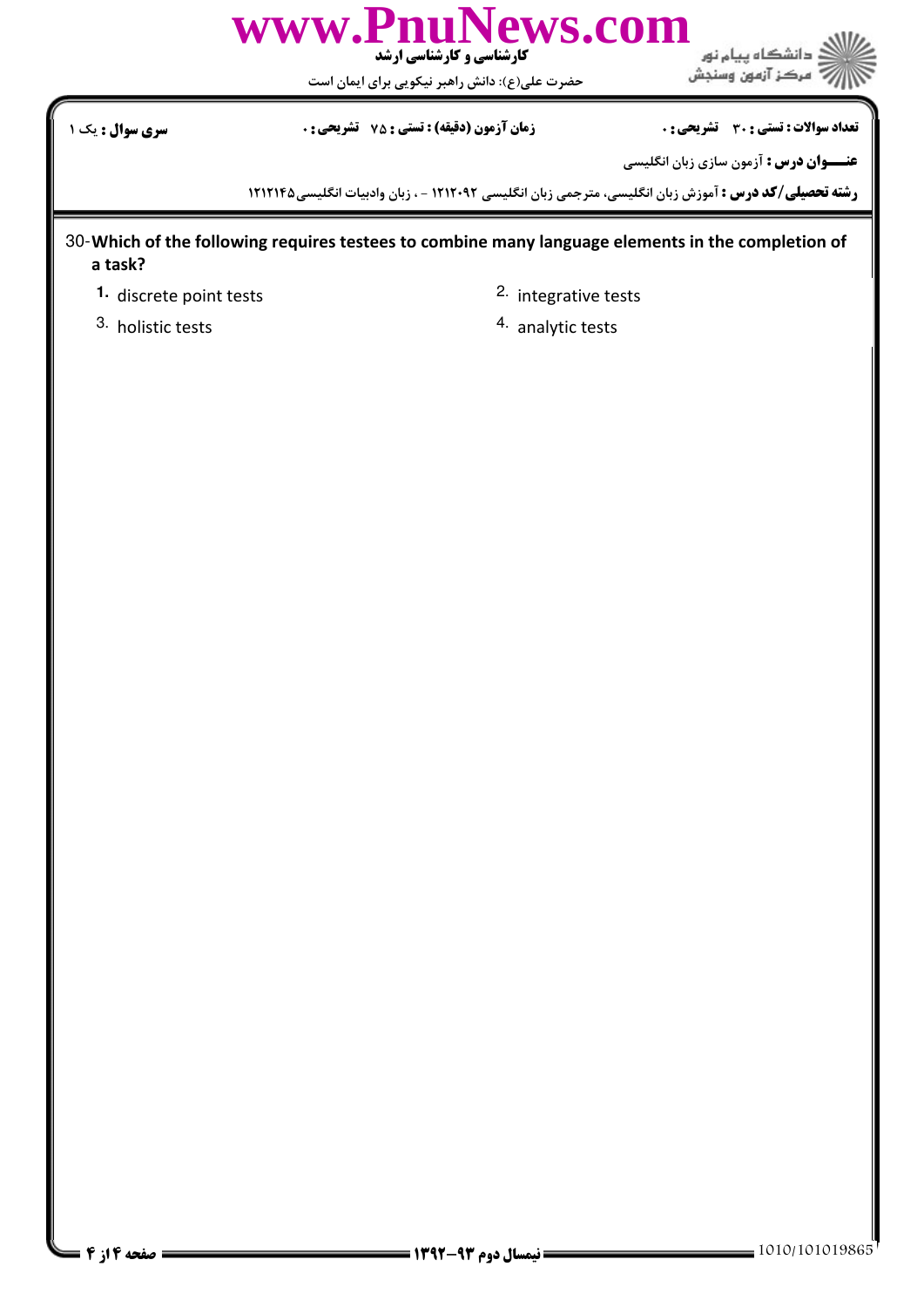30-**Which of the following requires testees to combine many language elements in the completion of a task?**

1. discrete point tests
2. integrative tests
3. holistic tests
4. analytic tests